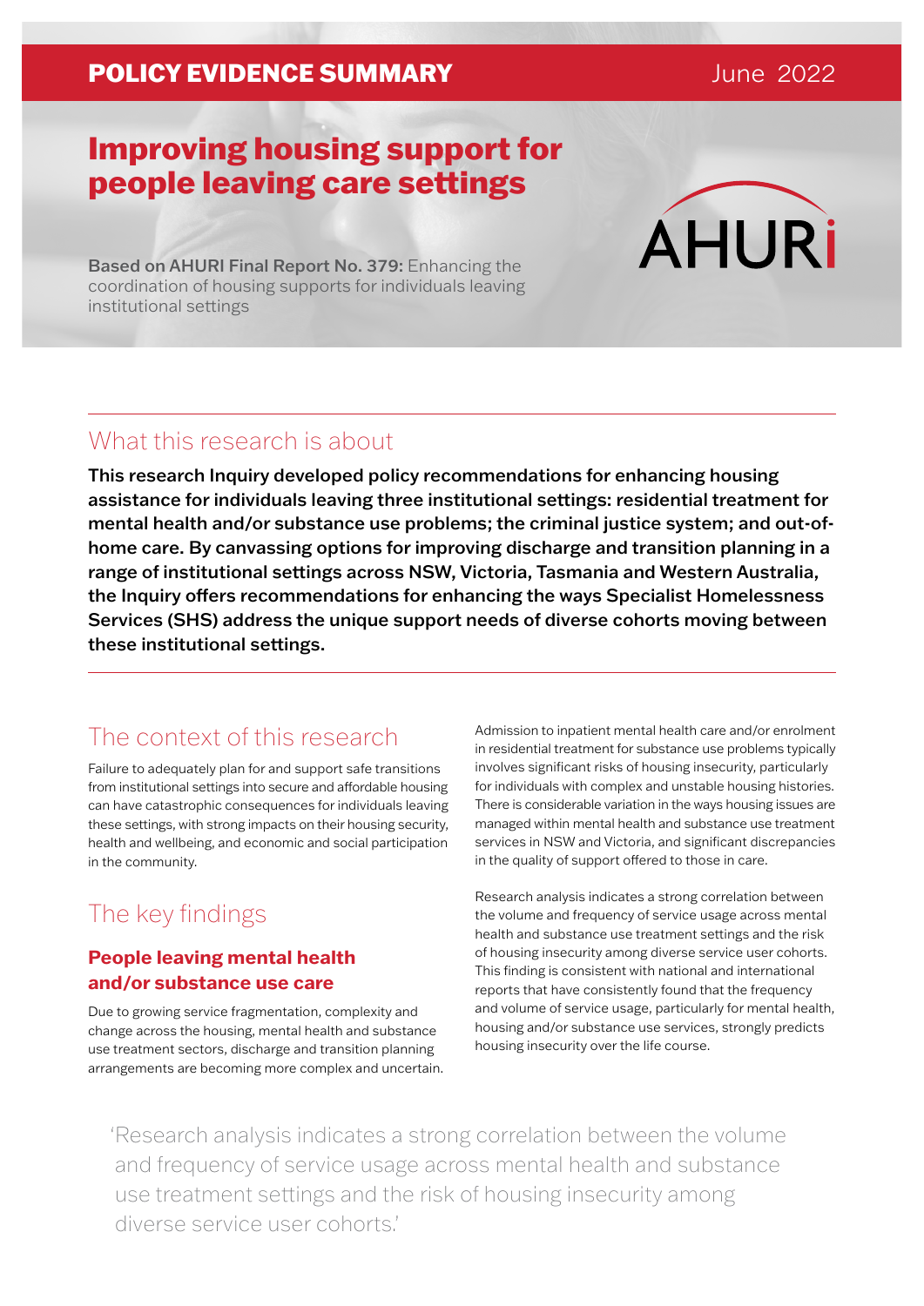**POLICY EVIDENCE SUMMARY** June 2022

# Improving housing support for people leaving care settings

**Based on AHURI Final Report No. 379:** Enhancing the coordination of housing supports for individuals leaving institutional settings

## What this research is about

**This research Inquiry developed policy recommendations for enhancing housing assistance for individuals leaving three institutional settings: residential treatment for mental health and/or substance use problems; the criminal justice system; and out-of-home care. By canvassing options for improving discharge and transition planning in a range of institutional settings across NSW, Victoria, Tasmania and Western Australia, the Inquiry offers recommendations for enhancing the ways Specialist Homelessness Services (SHS) address the unique support needs of diverse cohorts moving between these institutional settings.**

## The context of this research

Failure to adequately plan for and support safe transitions from institutional settings into secure and affordable housing can have catastrophic consequences for individuals leaving these settings, with strong impacts on their housing security, health and wellbeing, and economic and social participation in the community.

## The key findings

### People leaving mental health and/or substance use care

Due to growing service fragmentation, complexity and change across the housing, mental health and substance use treatment sectors, discharge and transition planning arrangements are becoming more complex and uncertain. Admission to inpatient mental health care and/or enrolment in residential treatment for substance use problems typically involves significant risks of housing insecurity, particularly for individuals with complex and unstable housing histories. There is considerable variation in the ways housing issues are managed within mental health and substance use treatment services in NSW and Victoria, and significant discrepancies in the quality of support offered to those in care.

Research analysis indicates a strong correlation between the volume and frequency of service usage across mental health and substance use treatment settings and the risk of housing insecurity among diverse service user cohorts. This finding is consistent with national and international reports that have consistently found that the frequency and volume of service usage, particularly for mental health, housing and/or substance use services, strongly predicts housing insecurity over the life course.

> 'Research analysis indicates a strong correlation between the volume and frequency of service usage across mental health and substance use treatment settings and the risk of housing insecurity among diverse service user cohorts.'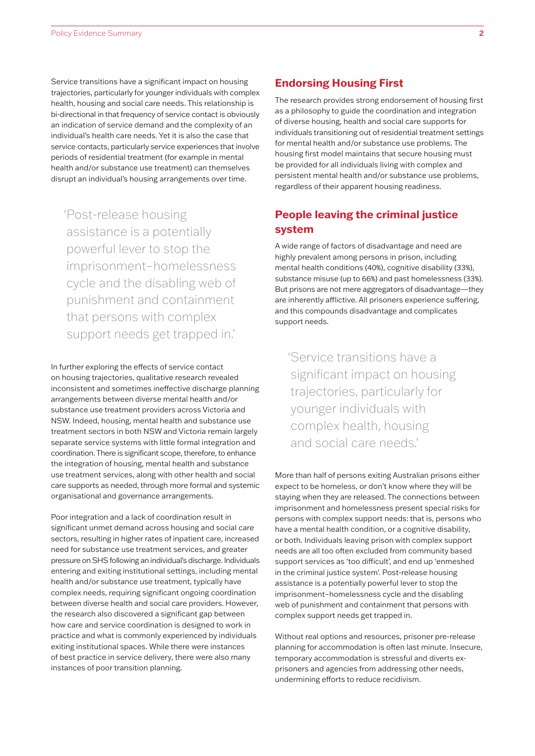Service transitions have a significant impact on housing trajectories, particularly for younger individuals with complex health, housing and social care needs. This relationship is bi-directional in that frequency of service contact is obviously an indication of service demand and the complexity of an individual's health care needs. Yet it is also the case that service contacts, particularly service experiences that involve periods of residential treatment (for example in mental health and/or substance use treatment) can themselves disrupt an individual's housing arrangements over time.

> 'Post-release housing assistance is a potentially powerful lever to stop the imprisonment–homelessness cycle and the disabling web of punishment and containment that persons with complex support needs get trapped in.'

In further exploring the effects of service contact on housing trajectories, qualitative research revealed inconsistent and sometimes ineffective discharge planning arrangements between diverse mental health and/or substance use treatment providers across Victoria and NSW. Indeed, housing, mental health and substance use treatment sectors in both NSW and Victoria remain largely separate service systems with little formal integration and coordination. There is significant scope, therefore, to enhance the integration of housing, mental health and substance use treatment services, along with other health and social care supports as needed, through more formal and systemic organisational and governance arrangements.

Poor integration and a lack of coordination result in significant unmet demand across housing and social care sectors, resulting in higher rates of inpatient care, increased need for substance use treatment services, and greater pressure on SHS following an individual's discharge. Individuals entering and exiting institutional settings, including mental health and/or substance use treatment, typically have complex needs, requiring significant ongoing coordination between diverse health and social care providers. However, the research also discovered a significant gap between how care and service coordination is designed to work in practice and what is commonly experienced by individuals exiting institutional spaces. While there were instances of best practice in service delivery, there were also many instances of poor transition planning.

## Endorsing Housing First

The research provides strong endorsement of housing first as a philosophy to guide the coordination and integration of diverse housing, health and social care supports for individuals transitioning out of residential treatment settings for mental health and/or substance use problems. The housing first model maintains that secure housing must be provided for all individuals living with complex and persistent mental health and/or substance use problems, regardless of their apparent housing readiness.

## People leaving the criminal justice system

A wide range of factors of disadvantage and need are highly prevalent among persons in prison, including mental health conditions (40%), cognitive disability (33%), substance misuse (up to 66%) and past homelessness (33%). But prisons are not mere aggregators of disadvantage—they are inherently afflictive. All prisoners experience suffering, and this compounds disadvantage and complicates support needs.

> 'Service transitions have a significant impact on housing trajectories, particularly for younger individuals with complex health, housing and social care needs.'

More than half of persons exiting Australian prisons either expect to be homeless, or don't know where they will be staying when they are released. The connections between imprisonment and homelessness present special risks for persons with complex support needs: that is, persons who have a mental health condition, or a cognitive disability, or both. Individuals leaving prison with complex support needs are all too often excluded from community based support services as 'too difficult', and end up 'enmeshed in the criminal justice system'. Post-release housing assistance is a potentially powerful lever to stop the imprisonment–homelessness cycle and the disabling web of punishment and containment that persons with complex support needs get trapped in.

Without real options and resources, prisoner pre-release planning for accommodation is often last minute. Insecure, temporary accommodation is stressful and diverts ex-prisoners and agencies from addressing other needs, undermining efforts to reduce recidivism.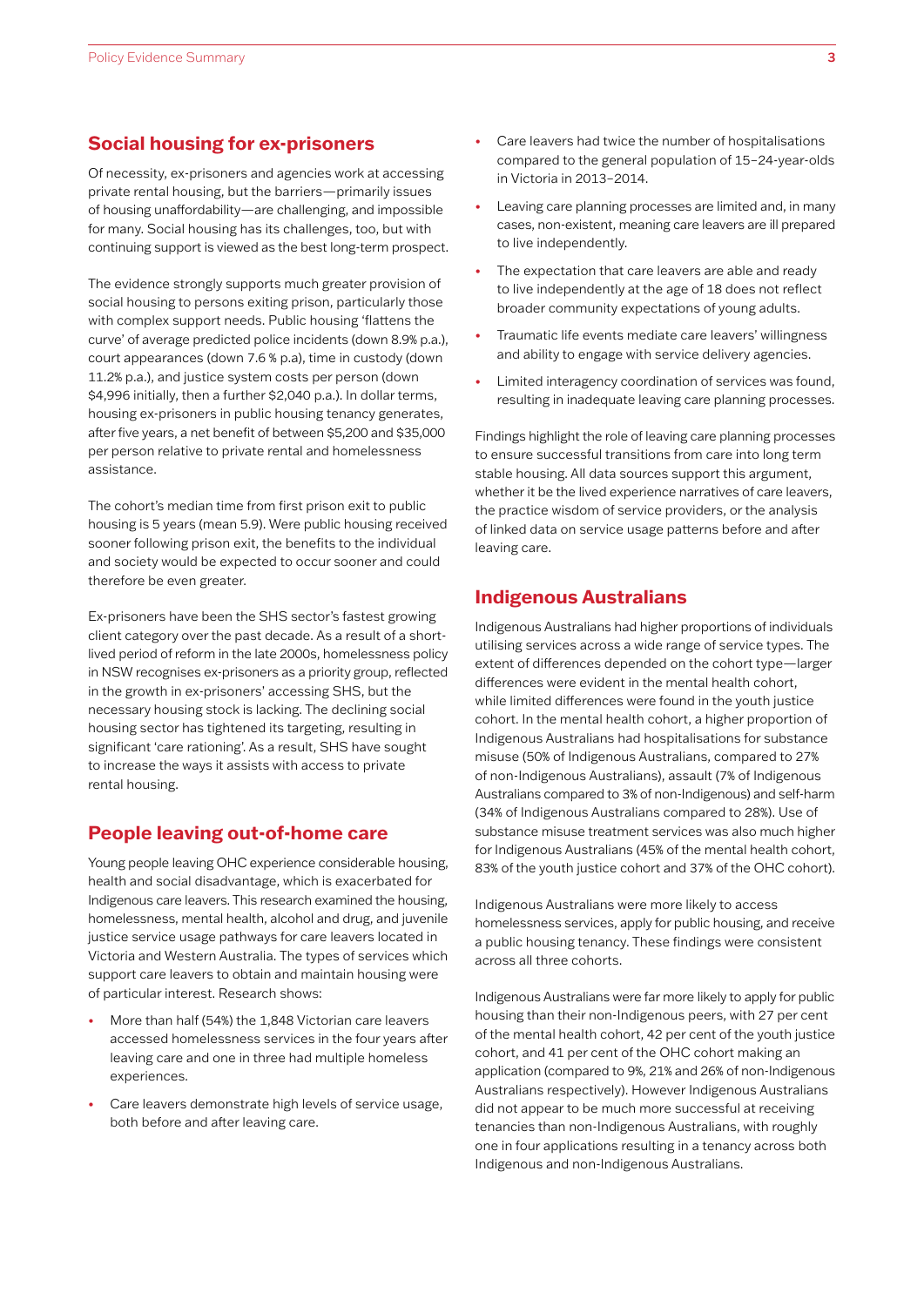## Social housing for ex-prisoners

Of necessity, ex-prisoners and agencies work at accessing private rental housing, but the barriers—primarily issues of housing unaffordability—are challenging, and impossible for many. Social housing has its challenges, too, but with continuing support is viewed as the best long-term prospect.

The evidence strongly supports much greater provision of social housing to persons exiting prison, particularly those with complex support needs. Public housing 'flattens the curve' of average predicted police incidents (down 8.9% p.a.), court appearances (down 7.6 % p.a), time in custody (down 11.2% p.a.), and justice system costs per person (down $4,996 initially, then a further $2,040 p.a.). In dollar terms, housing ex-prisoners in public housing tenancy generates, after five years, a net benefit of between $5,200 and $35,000 per person relative to private rental and homelessness assistance.

The cohort's median time from first prison exit to public housing is 5 years (mean 5.9). Were public housing received sooner following prison exit, the benefits to the individual and society would be expected to occur sooner and could therefore be even greater.

Ex-prisoners have been the SHS sector's fastest growing client category over the past decade. As a result of a short-lived period of reform in the late 2000s, homelessness policy in NSW recognises ex-prisoners as a priority group, reflected in the growth in ex-prisoners' accessing SHS, but the necessary housing stock is lacking. The declining social housing sector has tightened its targeting, resulting in significant 'care rationing'. As a result, SHS have sought to increase the ways it assists with access to private rental housing.

## People leaving out-of-home care

Young people leaving OHC experience considerable housing, health and social disadvantage, which is exacerbated for Indigenous care leavers. This research examined the housing, homelessness, mental health, alcohol and drug, and juvenile justice service usage pathways for care leavers located in Victoria and Western Australia. The types of services which support care leavers to obtain and maintain housing were of particular interest. Research shows:

- More than half (54%) the 1,848 Victorian care leavers accessed homelessness services in the four years after leaving care and one in three had multiple homeless experiences.
- Care leavers demonstrate high levels of service usage, both before and after leaving care.
- Care leavers had twice the number of hospitalisations compared to the general population of 15–24-year-olds in Victoria in 2013–2014.
- Leaving care planning processes are limited and, in many cases, non-existent, meaning care leavers are ill prepared to live independently.
- The expectation that care leavers are able and ready to live independently at the age of 18 does not reflect broader community expectations of young adults.
- Traumatic life events mediate care leavers' willingness and ability to engage with service delivery agencies.
- Limited interagency coordination of services was found, resulting in inadequate leaving care planning processes.

Findings highlight the role of leaving care planning processes to ensure successful transitions from care into long term stable housing. All data sources support this argument, whether it be the lived experience narratives of care leavers, the practice wisdom of service providers, or the analysis of linked data on service usage patterns before and after leaving care.

## Indigenous Australians

Indigenous Australians had higher proportions of individuals utilising services across a wide range of service types. The extent of differences depended on the cohort type—larger differences were evident in the mental health cohort, while limited differences were found in the youth justice cohort. In the mental health cohort, a higher proportion of Indigenous Australians had hospitalisations for substance misuse (50% of Indigenous Australians, compared to 27% of non-Indigenous Australians), assault (7% of Indigenous Australians compared to 3% of non-Indigenous) and self-harm (34% of Indigenous Australians compared to 28%). Use of substance misuse treatment services was also much higher for Indigenous Australians (45% of the mental health cohort, 83% of the youth justice cohort and 37% of the OHC cohort).

Indigenous Australians were more likely to access homelessness services, apply for public housing, and receive a public housing tenancy. These findings were consistent across all three cohorts.

Indigenous Australians were far more likely to apply for public housing than their non-Indigenous peers, with 27 per cent of the mental health cohort, 42 per cent of the youth justice cohort, and 41 per cent of the OHC cohort making an application (compared to 9%, 21% and 26% of non-Indigenous Australians respectively). However Indigenous Australians did not appear to be much more successful at receiving tenancies than non-Indigenous Australians, with roughly one in four applications resulting in a tenancy across both Indigenous and non-Indigenous Australians.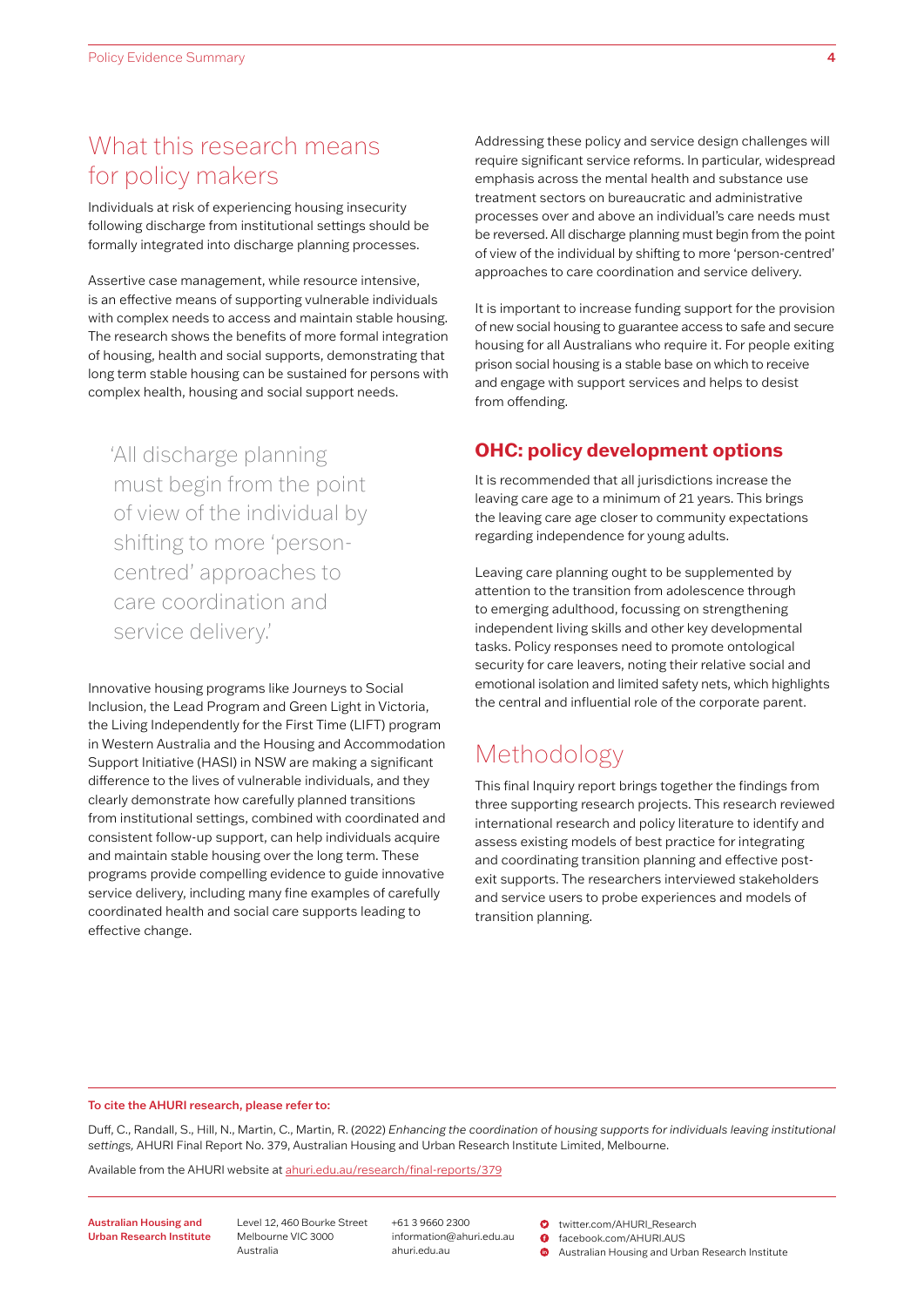## What this research means for policy makers

Individuals at risk of experiencing housing insecurity following discharge from institutional settings should be formally integrated into discharge planning processes.

Assertive case management, while resource intensive, is an effective means of supporting vulnerable individuals with complex needs to access and maintain stable housing. The research shows the benefits of more formal integration of housing, health and social supports, demonstrating that long term stable housing can be sustained for persons with complex health, housing and social support needs.

> 'All discharge planning must begin from the point of view of the individual by shifting to more 'person-centred' approaches to care coordination and service delivery.'

Innovative housing programs like Journeys to Social Inclusion, the Lead Program and Green Light in Victoria, the Living Independently for the First Time (LIFT) program in Western Australia and the Housing and Accommodation Support Initiative (HASI) in NSW are making a significant difference to the lives of vulnerable individuals, and they clearly demonstrate how carefully planned transitions from institutional settings, combined with coordinated and consistent follow-up support, can help individuals acquire and maintain stable housing over the long term. These programs provide compelling evidence to guide innovative service delivery, including many fine examples of carefully coordinated health and social care supports leading to effective change.

Addressing these policy and service design challenges will require significant service reforms. In particular, widespread emphasis across the mental health and substance use treatment sectors on bureaucratic and administrative processes over and above an individual's care needs must be reversed. All discharge planning must begin from the point of view of the individual by shifting to more 'person-centred' approaches to care coordination and service delivery.

It is important to increase funding support for the provision of new social housing to guarantee access to safe and secure housing for all Australians who require it. For people exiting prison social housing is a stable base on which to receive and engage with support services and helps to desist from offending.

### OHC: policy development options

It is recommended that all jurisdictions increase the leaving care age to a minimum of 21 years. This brings the leaving care age closer to community expectations regarding independence for young adults.

Leaving care planning ought to be supplemented by attention to the transition from adolescence through to emerging adulthood, focussing on strengthening independent living skills and other key developmental tasks. Policy responses need to promote ontological security for care leavers, noting their relative social and emotional isolation and limited safety nets, which highlights the central and influential role of the corporate parent.

## Methodology

This final Inquiry report brings together the findings from three supporting research projects. This research reviewed international research and policy literature to identify and assess existing models of best practice for integrating and coordinating transition planning and effective post-exit supports. The researchers interviewed stakeholders and service users to probe experiences and models of transition planning.

**To cite the AHURI research, please refer to:**

Duff, C., Randall, S., Hill, N., Martin, C., Martin, R. (2022) *Enhancing the coordination of housing supports for individuals leaving institutional settings,* AHURI Final Report No. 379, Australian Housing and Urban Research Institute Limited, Melbourne.

Available from the AHURI website at ahuri.edu.au/research/final-reports/379

**Australian Housing and Urban Research Institute**

Level 12, 460 Bourke Street
Melbourne VIC 3000
Australia

+61 3 9660 2300
information@ahuri.edu.au
ahuri.edu.au

twitter.com/AHURI_Research
facebook.com/AHURI.AUS
Australian Housing and Urban Research Institute